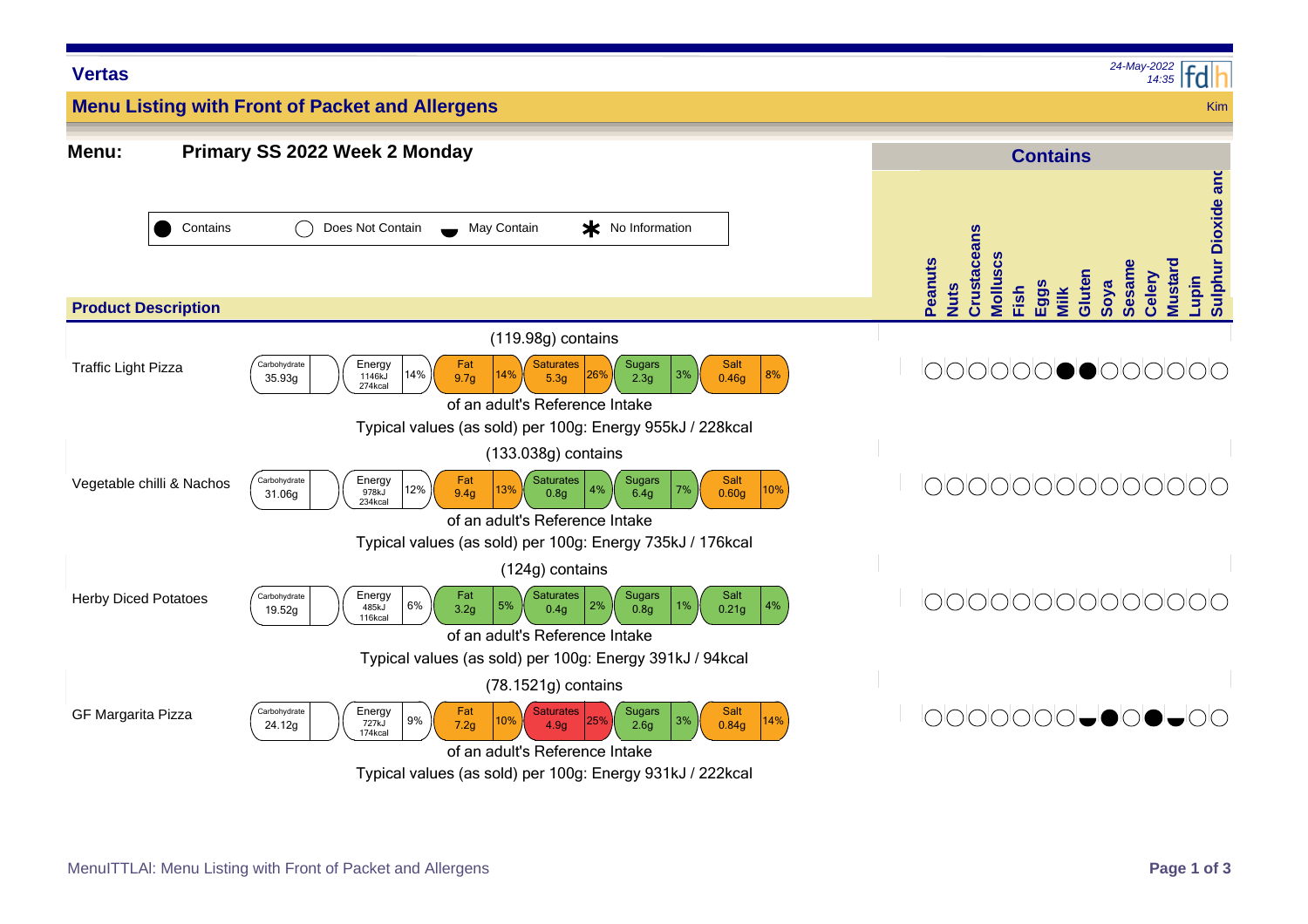## Vertas

24-May-2022 14:35

### Menu Listing with Front of Packet and Allergens

Kim

**Menu:** **Primary SS 2022 Week 2 Monday**

Key: ● Contains | ○ Does Not Contain | ◒ May Contain | ✱ No Information

| Product Description | Portion | Carbohydrate | Energy | Fat | Saturates | Sugars | Salt | Typical values (as sold) per 100g |
|---|---|---|---|---|---|---|---|---|
| Traffic Light Pizza | (119.98g) contains | 35.93g | 1146kJ / 274kcal (14%) | 9.7g (14%) | 5.3g (26%) | 2.3g (3%) | 0.46g (8%) | Energy 955kJ / 228kcal |
| Vegetable chilli & Nachos | (133.038g) contains | 31.06g | 978kJ / 234kcal (12%) | 9.4g (13%) | 0.8g (4%) | 6.4g (7%) | 0.60g (10%) | Energy 735kJ / 176kcal |
| Herby Diced Potatoes | (124g) contains | 19.52g | 485kJ / 116kcal (6%) | 3.2g (5%) | 0.4g (2%) | 0.8g (1%) | 0.21g (4%) | Energy 391kJ / 94kcal |
| GF Margarita Pizza | (78.1521g) contains | 24.12g | 727kJ / 174kcal (9%) | 7.2g (10%) | 4.9g (25%) | 2.6g (3%) | 0.84g (14%) | Energy 931kJ / 222kcal |

Percentages are of an adult's Reference Intake.

**Contains**

| Product Description | Peanuts | Nuts | Crustaceans | Molluscs | Fish | Eggs | Milk | Gluten | Soya | Sesame | Celery | Mustard | Lupin | Sulphur Dioxide and |
|---|---|---|---|---|---|---|---|---|---|---|---|---|---|---|
| Traffic Light Pizza | ○ | ○ | ○ | ○ | ○ | ○ | ● | ● | ○ | ○ | ○ | ○ | ○ | ○ |
| Vegetable chilli & Nachos | ○ | ○ | ○ | ○ | ○ | ○ | ○ | ○ | ○ | ○ | ○ | ○ | ○ | ○ |
| Herby Diced Potatoes | ○ | ○ | ○ | ○ | ○ | ○ | ○ | ○ | ○ | ○ | ○ | ○ | ○ | ○ |
| GF Margarita Pizza | ○ | ○ | ○ | ○ | ○ | ○ | ○ | ◒ | ● | ○ | ● | ◒ | ○ | ○ |

MenuITTLAl: Menu Listing with Front of Packet and Allergens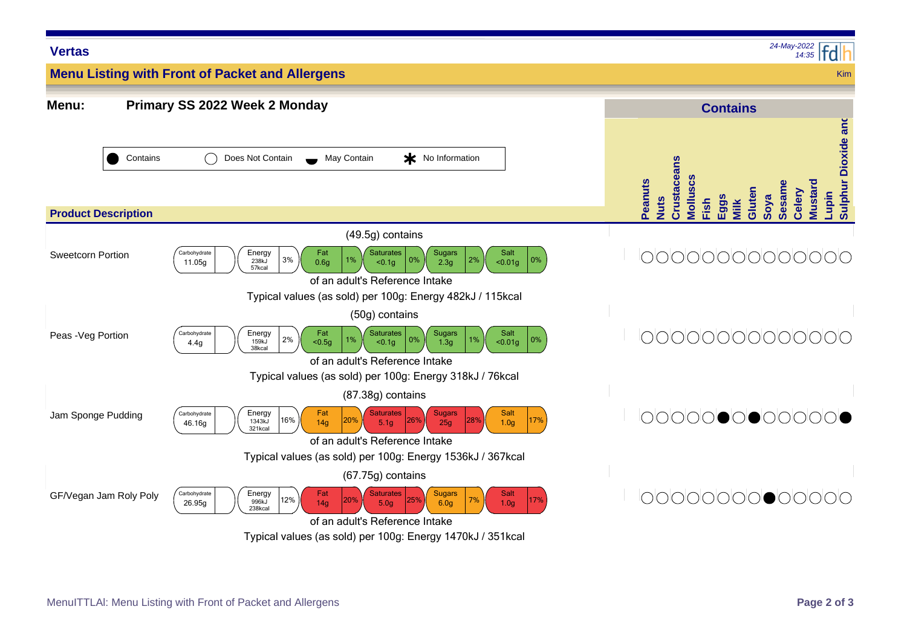# Vertas

*24-May-2022 14:35*

## Menu Listing with Front of Packet and Allergens

Kim

**Menu:** **Primary SS 2022 Week 2 Monday**

Legend: ● Contains | ○ Does Not Contain | ◒ May Contain | ✱ No Information

| Product Description | Portion | Carbohydrate | Energy | Fat | Saturates | Sugars | Salt | Typical values (as sold) per 100g |
|---|---|---|---|---|---|---|---|---|
| Sweetcorn Portion | (49.5g) contains | 11.05g | 238kJ 57kcal (3%) | 0.6g (1%) | <0.1g (0%) | 2.3g (2%) | <0.01g (0%) | Energy 482kJ / 115kcal |
| Peas -Veg Portion | (50g) contains | 4.4g | 159kJ 38kcal (2%) | <0.5g (1%) | <0.1g (0%) | 1.3g (1%) | <0.01g (0%) | Energy 318kJ / 76kcal |
| Jam Sponge Pudding | (87.38g) contains | 46.16g | 1343kJ 321kcal (16%) | 14g (20%) | 5.1g (26%) | 25g (28%) | 1.0g (17%) | Energy 1536kJ / 367kcal |
| GF/Vegan Jam Roly Poly | (67.75g) contains | 26.95g | 996kJ 238kcal (12%) | 14g (20%) | 5.0g (25%) | 6.0g (7%) | 1.0g (17%) | Energy 1470kJ / 351kcal |

Percentages are of an adult's Reference Intake.

### Contains

| Product Description | Peanuts | Nuts | Crustaceans | Molluscs | Fish | Eggs | Milk | Gluten | Soya | Sesame | Celery | Mustard | Lupin | Sulphur Dioxide and |
|---|---|---|---|---|---|---|---|---|---|---|---|---|---|---|
| Sweetcorn Portion | ○ | ○ | ○ | ○ | ○ | ○ | ○ | ○ | ○ | ○ | ○ | ○ | ○ | ○ |
| Peas -Veg Portion | ○ | ○ | ○ | ○ | ○ | ○ | ○ | ○ | ○ | ○ | ○ | ○ | ○ | ○ |
| Jam Sponge Pudding | ○ | ○ | ○ | ○ | ○ | ● | ○ | ● | ○ | ○ | ○ | ○ | ○ | ● |
| GF/Vegan Jam Roly Poly | ○ | ○ | ○ | ○ | ○ | ○ | ○ | ○ | ● | ○ | ○ | ○ | ○ | ○ |

MenuITTLAl: Menu Listing with Front of Packet and Allergens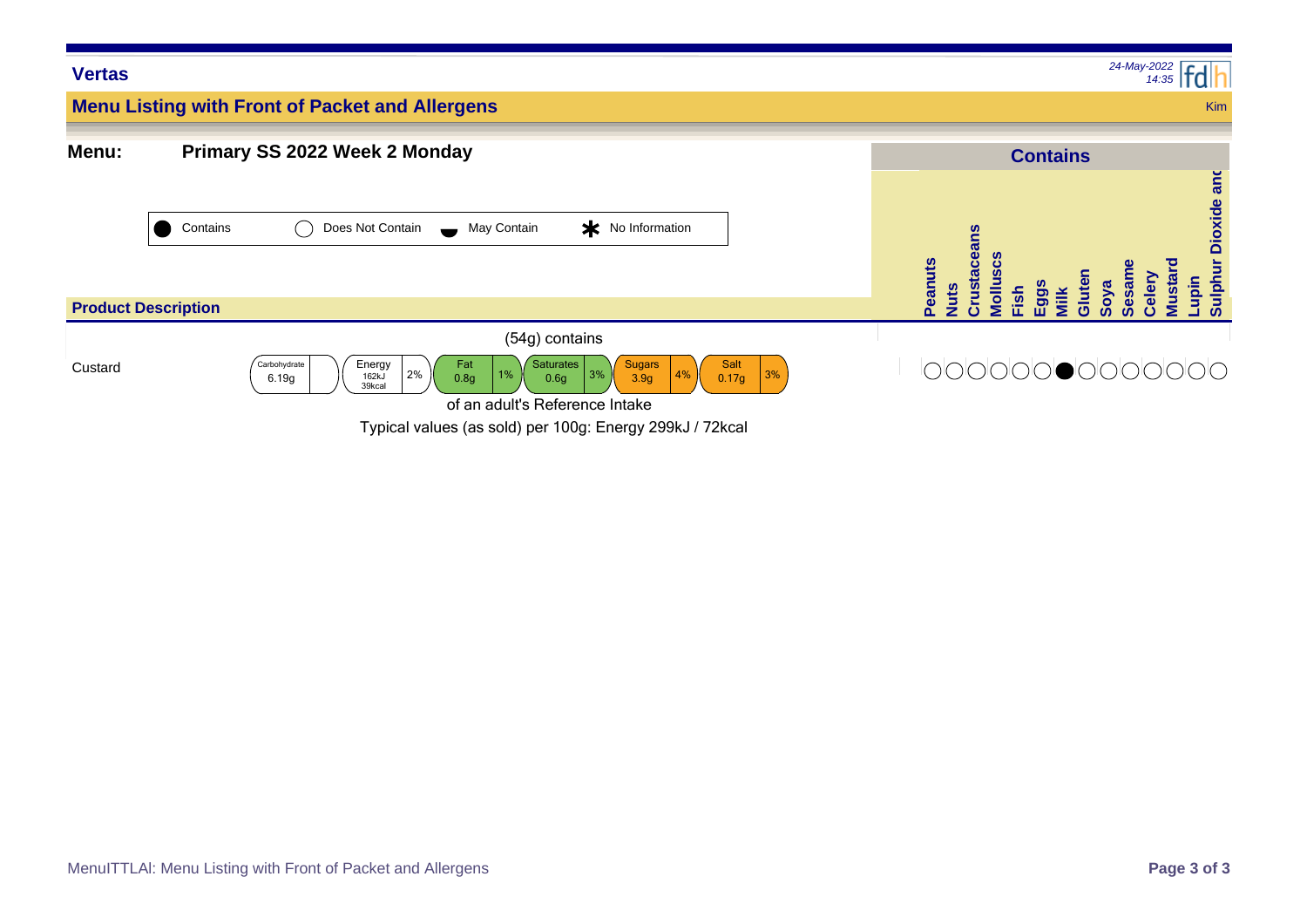**Vertas**

*24-May-2022 14:35*

## Menu Listing with Front of Packet and Allergens

Kim

**Menu: Primary SS 2022 Week 2 Monday**

● Contains ○ Does Not Contain ◒ May Contain ✱ No Information

| Product Description | Nutrition | Peanuts | Nuts | Crustaceans | Molluscs | Fish | Eggs | Milk | Gluten | Soya | Sesame | Celery | Mustard | Lupin | Sulphur Dioxide and |
|---|---|---|---|---|---|---|---|---|---|---|---|---|---|---|---|
| Custard | (54g) contains: Carbohydrate 6.19g; Energy 162kJ 39kcal 2%; Fat 0.8g 1%; Saturates 0.6g 3%; Sugars 3.9g 4%; Salt 0.17g 3% of an adult's Reference Intake. Typical values (as sold) per 100g: Energy 299kJ / 72kcal | ○ | ○ | ○ | ○ | ○ | ○ | ● | ○ | ○ | ○ | ○ | ○ | ○ | ○ |

MenuITTLAl: Menu Listing with Front of Packet and Allergens